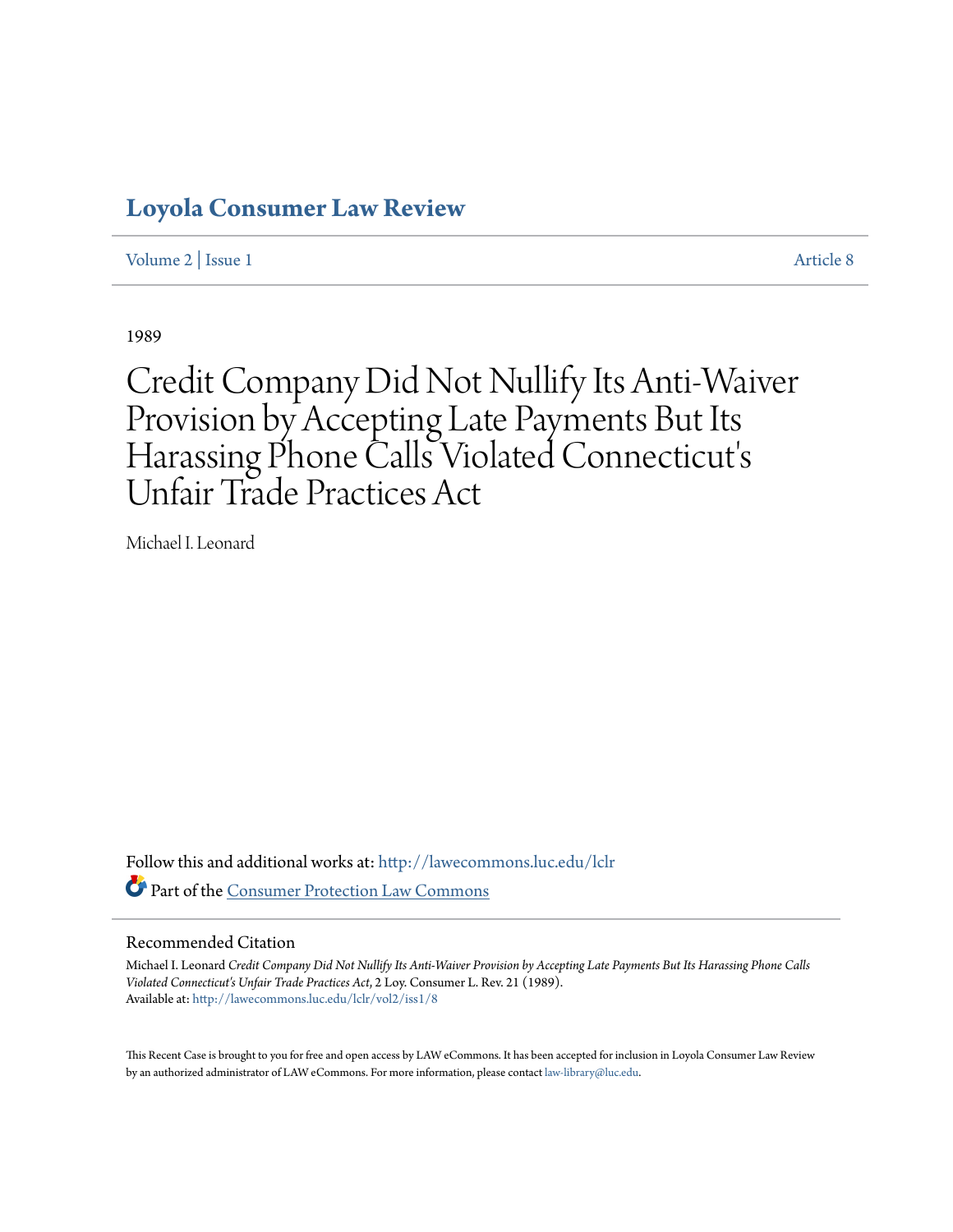# Loyola Consumer Law Review

Volume 2 | Issue 1 Article 8

1989

# Credit Company Did Not Nullify Its Anti-Waiver Provision by Accepting Late Payments But Its Harassing Phone Calls Violated Connecticut's Unfair Trade Practices Act

Michael I. Leonard

Follow this and additional works at: http://lawecommons.luc.edu/lclr

Part of the Consumer Protection Law Commons

## Recommended Citation

Michael I. Leonard *Credit Company Did Not Nullify Its Anti-Waiver Provision by Accepting Late Payments But Its Harassing Phone Calls Violated Connecticut's Unfair Trade Practices Act*, 2 Loy. Consumer L. Rev. 21 (1989).
Available at: http://lawecommons.luc.edu/lclr/vol2/iss1/8

This Recent Case is brought to you for free and open access by LAW eCommons. It has been accepted for inclusion in Loyola Consumer Law Review by an authorized administrator of LAW eCommons. For more information, please contact law-library@luc.edu.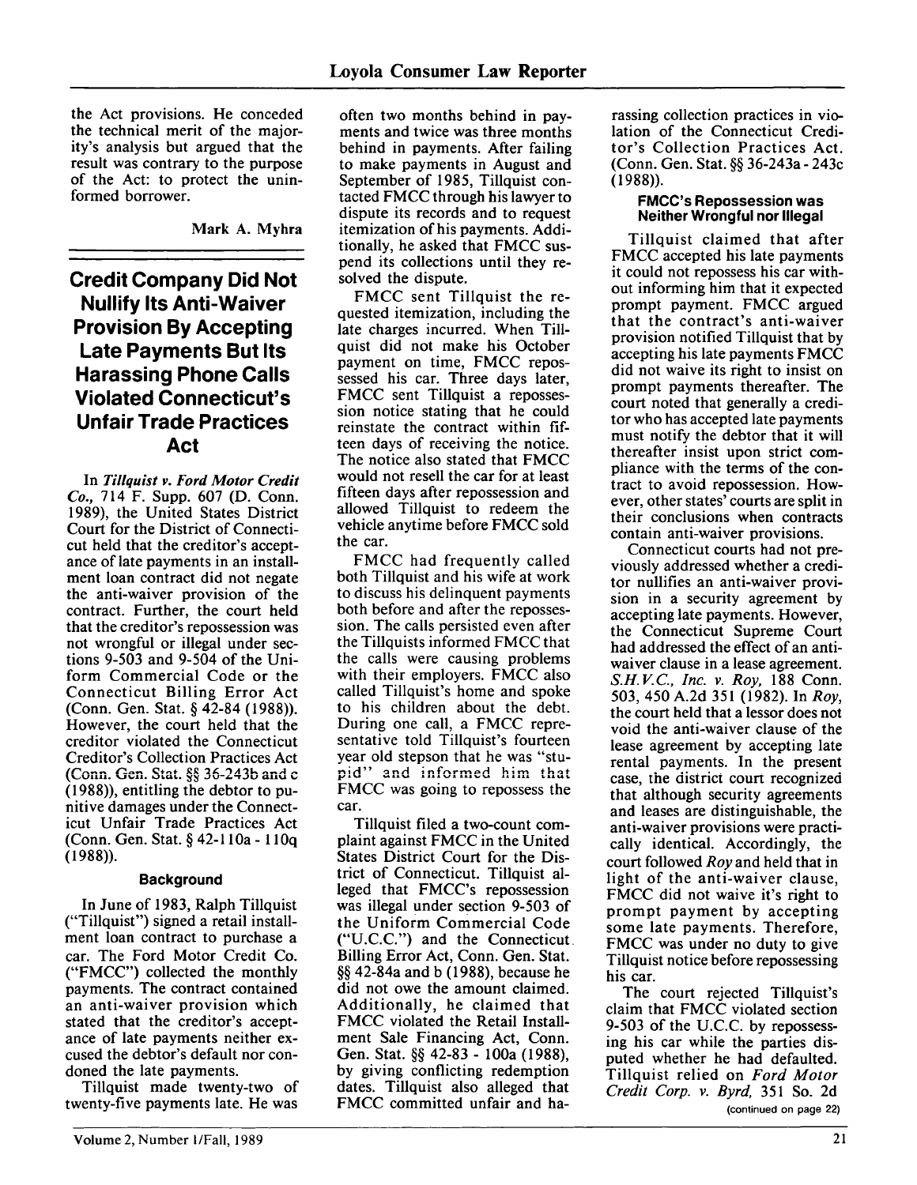the Act provisions. He conceded the technical merit of the majority's analysis but argued that the result was contrary to the purpose of the Act: to protect the uninformed borrower.

Mark A. Myhra

## Credit Company Did Not Nullify Its Anti-Waiver Provision By Accepting Late Payments But Its Harassing Phone Calls Violated Connecticut's Unfair Trade Practices Act

In *Tillquist v. Ford Motor Credit Co.*, 714 F. Supp. 607 (D. Conn. 1989), the United States District Court for the District of Connecticut held that the creditor's acceptance of late payments in an installment loan contract did not negate the anti-waiver provision of the contract. Further, the court held that the creditor's repossession was not wrongful or illegal under sections 9-503 and 9-504 of the Uniform Commercial Code or the Connecticut Billing Error Act (Conn. Gen. Stat. § 42-84 (1988)). However, the court held that the creditor violated the Connecticut Creditor's Collection Practices Act (Conn. Gen. Stat. §§ 36-243b and c (1988)), entitling the debtor to punitive damages under the Connecticut Unfair Trade Practices Act (Conn. Gen. Stat. § 42-110a - 110q (1988)).

### Background

In June of 1983, Ralph Tillquist ("Tillquist") signed a retail installment loan contract to purchase a car. The Ford Motor Credit Co. ("FMCC") collected the monthly payments. The contract contained an anti-waiver provision which stated that the creditor's acceptance of late payments neither excused the debtor's default nor condoned the late payments.

Tillquist made twenty-two of twenty-five payments late. He was often two months behind in payments and twice was three months behind in payments. After failing to make payments in August and September of 1985, Tillquist contacted FMCC through his lawyer to dispute its records and to request itemization of his payments. Additionally, he asked that FMCC suspend its collections until they resolved the dispute.

FMCC sent Tillquist the requested itemization, including the late charges incurred. When Tillquist did not make his October payment on time, FMCC repossessed his car. Three days later, FMCC sent Tillquist a repossession notice stating that he could reinstate the contract within fifteen days of receiving the notice. The notice also stated that FMCC would not resell the car for at least fifteen days after repossession and allowed Tillquist to redeem the vehicle anytime before FMCC sold the car.

FMCC had frequently called both Tillquist and his wife at work to discuss his delinquent payments both before and after the repossession. The calls persisted even after the Tillquists informed FMCC that the calls were causing problems with their employers. FMCC also called Tillquist's home and spoke to his children about the debt. During one call, a FMCC representative told Tillquist's fourteen year old stepson that he was "stupid" and informed him that FMCC was going to repossess the car.

Tillquist filed a two-count complaint against FMCC in the United States District Court for the District of Connecticut. Tillquist alleged that FMCC's repossession was illegal under section 9-503 of the Uniform Commercial Code ("U.C.C.") and the Connecticut Billing Error Act, Conn. Gen. Stat. §§ 42-84a and b (1988), because he did not owe the amount claimed. Additionally, he claimed that FMCC violated the Retail Installment Sale Financing Act, Conn. Gen. Stat. §§ 42-83 - 100a (1988), by giving conflicting redemption dates. Tillquist also alleged that FMCC committed unfair and harassing collection practices in violation of the Connecticut Creditor's Collection Practices Act. (Conn. Gen. Stat. §§ 36-243a - 243c (1988)).

#### FMCC's Repossession was Neither Wrongful nor Illegal

Tillquist claimed that after FMCC accepted his late payments it could not repossess his car without informing him that it expected prompt payment. FMCC argued that the contract's anti-waiver provision notified Tillquist that by accepting his late payments FMCC did not waive its right to insist on prompt payments thereafter. The court noted that generally a creditor who has accepted late payments must notify the debtor that it will thereafter insist upon strict compliance with the terms of the contract to avoid repossession. However, other states' courts are split in their conclusions when contracts contain anti-waiver provisions.

Connecticut courts had not previously addressed whether a creditor nullifies an anti-waiver provision in a security agreement by accepting late payments. However, the Connecticut Supreme Court had addressed the effect of an anti-waiver clause in a lease agreement. *S.H.V.C., Inc. v. Roy*, 188 Conn. 503, 450 A.2d 351 (1982). In *Roy*, the court held that a lessor does not void the anti-waiver clause of the lease agreement by accepting late rental payments. In the present case, the district court recognized that although security agreements and leases are distinguishable, the anti-waiver provisions were practically identical. Accordingly, the court followed *Roy* and held that in light of the anti-waiver clause, FMCC did not waive it's right to prompt payment by accepting some late payments. Therefore, FMCC was under no duty to give Tillquist notice before repossessing his car.

The court rejected Tillquist's claim that FMCC violated section 9-503 of the U.C.C. by repossessing his car while the parties disputed whether he had defaulted. Tillquist relied on *Ford Motor Credit Corp. v. Byrd*, 351 So. 2d

(continued on page 22)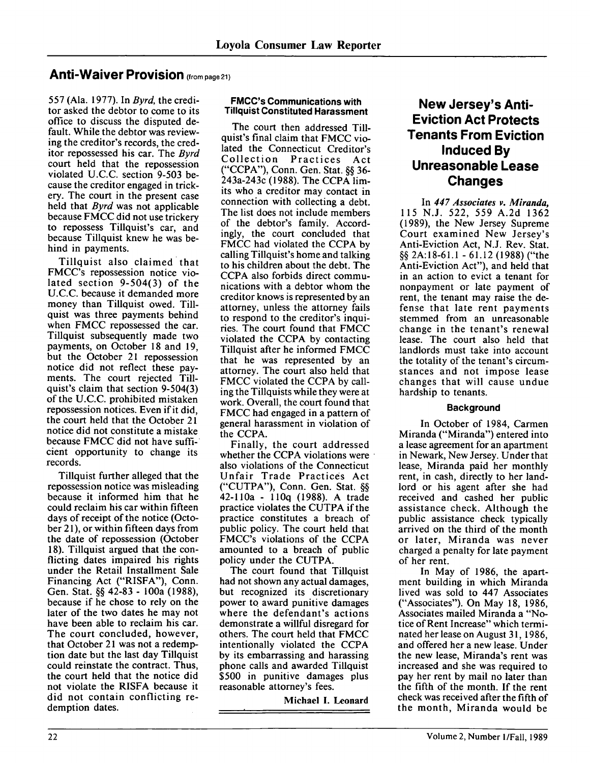## Anti-Waiver Provision (from page 21)

557 (Ala. 1977). In *Byrd*, the creditor asked the debtor to come to its office to discuss the disputed default. While the debtor was reviewing the creditor's records, the creditor repossessed his car. The *Byrd* court held that the repossession violated U.C.C. section 9-503 because the creditor engaged in trickery. The court in the present case held that *Byrd* was not applicable because FMCC did not use trickery to repossess Tillquist's car, and because Tillquist knew he was behind in payments.

Tillquist also claimed that FMCC's repossession notice violated section 9-504(3) of the U.C.C. because it demanded more money than Tillquist owed. Tillquist was three payments behind when FMCC repossessed the car. Tillquist subsequently made two payments, on October 18 and 19, but the October 21 repossession notice did not reflect these payments. The court rejected Tillquist's claim that section 9-504(3) of the U.C.C. prohibited mistaken repossession notices. Even if it did, the court held that the October 21 notice did not constitute a mistake because FMCC did not have sufficient opportunity to change its records.

Tillquist further alleged that the repossession notice was misleading because it informed him that he could reclaim his car within fifteen days of receipt of the notice (October 21), or within fifteen days from the date of repossession (October 18). Tillquist argued that the conflicting dates impaired his rights under the Retail Installment Sale Financing Act ("RISFA"), Conn. Gen. Stat. §§ 42-83 - 100a (1988), because if he chose to rely on the later of the two dates he may not have been able to reclaim his car. The court concluded, however, that October 21 was not a redemption date but the last day Tillquist could reinstate the contract. Thus, the court held that the notice did not violate the RISFA because it did not contain conflicting redemption dates.

#### FMCC's Communications with Tillquist Constituted Harassment

The court then addressed Tillquist's final claim that FMCC violated the Connecticut Creditor's Collection Practices Act ("CCPA"), Conn. Gen. Stat. §§ 36-243a-243c (1988). The CCPA limits who a creditor may contact in connection with collecting a debt. The list does not include members of the debtor's family. Accordingly, the court concluded that FMCC had violated the CCPA by calling Tillquist's home and talking to his children about the debt. The CCPA also forbids direct communications with a debtor whom the creditor knows is represented by an attorney, unless the attorney fails to respond to the creditor's inquiries. The court found that FMCC violated the CCPA by contacting Tillquist after he informed FMCC that he was represented by an attorney. The court also held that FMCC violated the CCPA by calling the Tillquists while they were at work. Overall, the court found that FMCC had engaged in a pattern of general harassment in violation of the CCPA.

Finally, the court addressed whether the CCPA violations were also violations of the Connecticut Unfair Trade Practices Act ("CUTPA"), Conn. Gen. Stat. §§ 42-110a - 110q (1988). A trade practice violates the CUTPA if the practice constitutes a breach of public policy. The court held that FMCC's violations of the CCPA amounted to a breach of public policy under the CUTPA.

The court found that Tillquist had not shown any actual damages, but recognized its discretionary power to award punitive damages where the defendant's actions demonstrate a willful disregard for others. The court held that FMCC intentionally violated the CCPA by its embarrassing and harassing phone calls and awarded Tillquist $500 in punitive damages plus reasonable attorney's fees.

Michael I. Leonard

## New Jersey's Anti-Eviction Act Protects Tenants From Eviction Induced By Unreasonable Lease Changes

In *447 Associates v. Miranda*, 115 N.J. 522, 559 A.2d 1362 (1989), the New Jersey Supreme Court examined New Jersey's Anti-Eviction Act, N.J. Rev. Stat. §§ 2A:18-61.1 - 61.12 (1988) ("the Anti-Eviction Act"), and held that in an action to evict a tenant for nonpayment or late payment of rent, the tenant may raise the defense that late rent payments stemmed from an unreasonable change in the tenant's renewal lease. The court also held that landlords must take into account the totality of the tenant's circumstances and not impose lease changes that will cause undue hardship to tenants.

#### Background

In October of 1984, Carmen Miranda ("Miranda") entered into a lease agreement for an apartment in Newark, New Jersey. Under that lease, Miranda paid her monthly rent, in cash, directly to her landlord or his agent after she had received and cashed her public assistance check. Although the public assistance check typically arrived on the third of the month or later, Miranda was never charged a penalty for late payment of her rent.

In May of 1986, the apartment building in which Miranda lived was sold to 447 Associates ("Associates"). On May 18, 1986, Associates mailed Miranda a "Notice of Rent Increase" which terminated her lease on August 31, 1986, and offered her a new lease. Under the new lease, Miranda's rent was increased and she was required to pay her rent by mail no later than the fifth of the month. If the rent check was received after the fifth of the month, Miranda would be